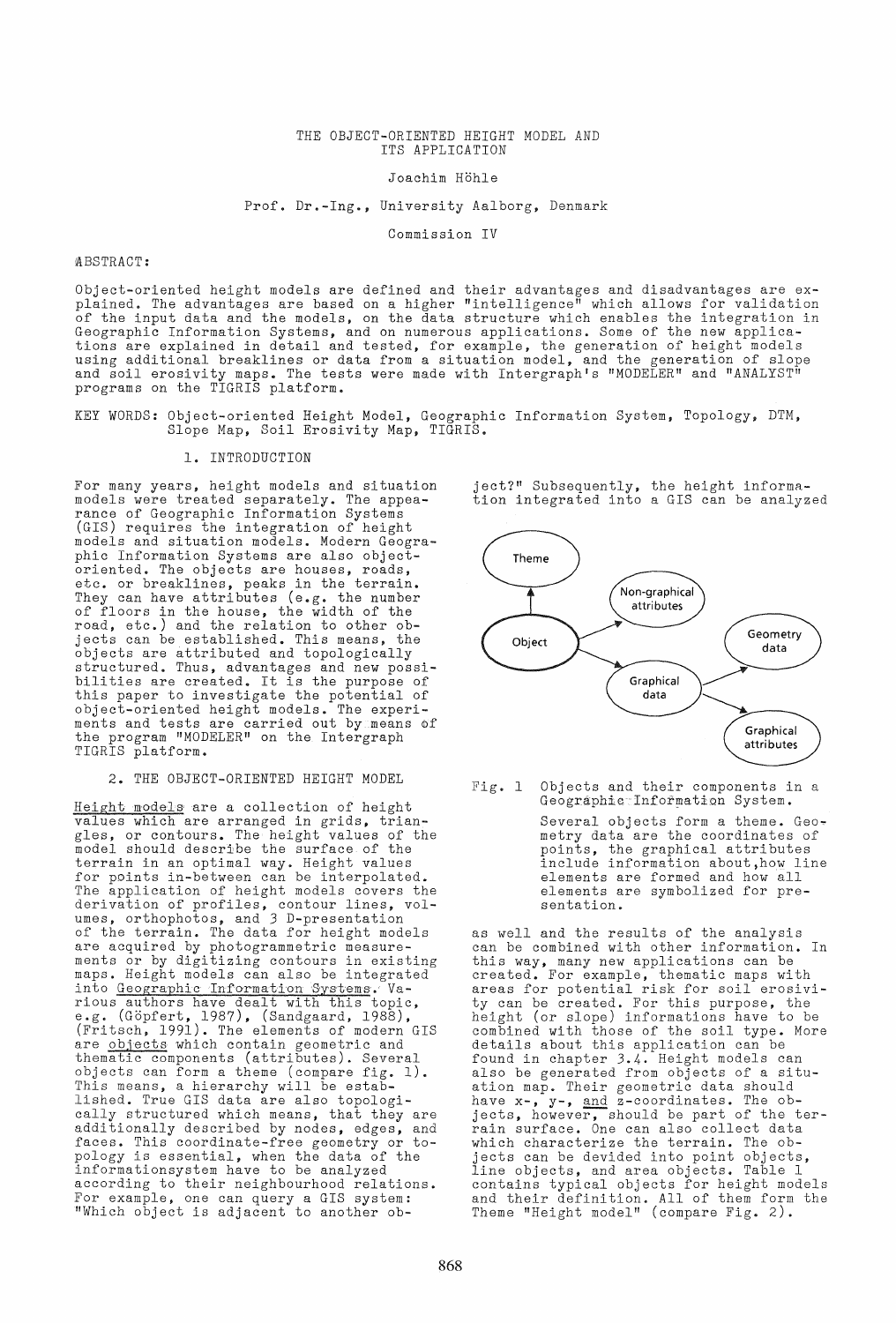# THE OBJECT-ORIENTED HEIGHT MODEL AND ITS APPLICATION

Joachim Höhle

Prof. Dr.-Ing., University Aalborg, Denmark

Commission IV

ABSTRACT:

Object-oriented height models are defined and their advantages and disadvantages are explained. The advantages are based on a higher "intelligence" which allows for validation of the input data and the models, on the data structure which enables the integration in Geographic Information Systems, and on numerous applications. Some of the new applications are explained in detail and tested, for example, the generation of height models using additional breaklines or data from a situation model, and the generation of slope and soil erosivity maps. The tests were made with Intergraph's "MODELER" and "ANALYST" programs on the TIGRIS platform.

KEY WORDS: Object-oriented Height Model, Geographic Information System, Topology, DTM, Slope Map, Soil Erosivity Map, TIGRIS.

## 1. INTRODUCTION

For many years, height models and situation models were treated separately. The appearance of Geographic Information Systems (GIS) requires the integration of height models and situation models. Modern Geographic Information Systems are also object-oriented. The objects are houses, roads, etc. or breaklines, peaks in the terrain. They can have attributes (e.g. the number of floors in the house, the width of the road, etc.) and the relation to other objects can be established. This means, the objects are attributed and topologically structured. Thus, advantages and new possibilities are created. It is the purpose of this paper to investigate the potential of object-oriented height models. The experiments and tests are carried out by means of the program "MODELER" on the Intergraph TIGRIS platform.

## 2. THE OBJECT-ORIENTED HEIGHT MODEL

Height models are a collection of height values which are arranged in grids, triangles, or contours. The height values of the model should describe the surface of the terrain in an optimal way. Height values for points in-between can be interpolated. The application of height models covers the derivation of profiles, contour lines, volumes, orthophotos, and 3 D-presentation of the terrain. The data for height models are acquired by photogrammetric measurements or by digitizing contours in existing maps. Height models can also be integrated into Geographic Information Systems. Various authors have dealt with this topic, e.g. (Göpfert, 1987), (Sandgaard, 1988), (Fritsch, 1991). The elements of modern GIS are objects which contain geometric and thematic components (attributes). Several objects can form a theme (compare fig. 1). This means, a hierarchy will be established. True GIS data are also topologically structured which means, that they are additionally described by nodes, edges, and faces. This coordinate-free geometry or topology is essential, when the data of the informationsystem have to be analyzed according to their neighbourhood relations. For example, one can query a GIS system: "Which object is adjacent to another object?" Subsequently, the height information integrated into a GIS can be analyzed as well and the results of the analysis can be combined with other information. In this way, many new applications can be created. For example, thematic maps with areas for potential risk for soil erosivity can be created. For this purpose, the height (or slope) informations have to be combined with those of the soil type. More details about this application can be found in chapter 3.4. Height models can also be generated from objects of a situation map. Their geometric data should have x-, y-, and z-coordinates. The objects, however, should be part of the terrain surface. One can also collect data which characterize the terrain. The objects can be devided into point objects, line objects, and area objects. Table 1 contains typical objects for height models and their definition. All of them form the Theme "Height model" (compare Fig. 2).

Theme | Non-graphical attributes | Object | Geometry data | Graphical data | Graphical attributes

Fig. 1 Objects and their components in a Geographic Information System.

Several objects form a theme. Geometry data are the coordinates of points, the graphical attributes include information about,how line elements are formed and how all elements are symbolized for presentation.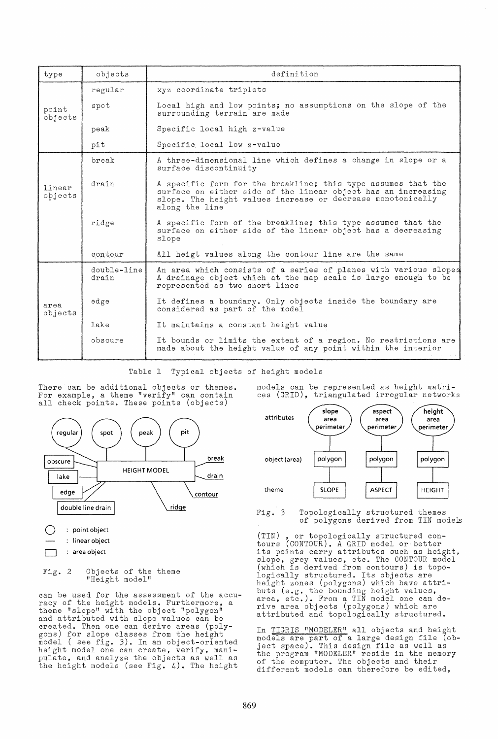| type | objects | definition |
|---|---|---|
| point objects | regular | xyz coordinate triplets |
| | spot | Local high and low points; no assumptions on the slope of the surrounding terrain are made |
| | peak | Specific local high z-value |
| | pit | Specific local low z-value |
| linear objects | break | A three-dimensional line which defines a change in slope or a surface discontinuity |
| | drain | A specific form for the breakline; this type assumes that the surface on either side of the linear object has an increasing slope. The height values increase or decrease monotonically along the line |
| | ridge | A specific form of the breakline; this type assumes that the surface on either side of the linear object has a decreasing slope |
| | contour | All heigt values along the contour line are the same |
| area objects | double-line drain | An area which consists of a series of planes with various slopes A drainage object which at the map scale is large enough to be represented as two short lines |
| | edge | It defines a boundary. Only objects inside the boundary are considered as part of the model |
| | lake | It maintains a constant height value |
| | obscure | It bounds or limits the extent of a region. No restrictions are made about the height value of any point within the interior |

Table 1 Typical objects of height models

There can be additional objects or themes. For example, a theme "verify" can contain all check points. These points (objects) can be used for the assessment of the accuracy of the height models. Furthermore, a theme "slope" with the object "polygon" and attributed with slope values can be created. Then one can derive areas (polygons) for slope classes from the height model ( see fig. 3). In an object-oriented height model one can create, verify, manipulate, and analyze the objects as well as the height models (see Fig. 4). The height models can be represented as height matrices (GRID), triangulated irregular networks (TIN) , or topologically structured contours (CONTOUR). A GRID model or better its points carry attributes such as height, slope, grey values, etc. The CONTOUR model (which is derived from contours) is topologically structured. Its objects are height zones (polygons) which have attributs (e.g. the bounding height values, area, etc.). From a TIN model one can derive area objects (polygons) which are attributed and topologically structured.

Fig. 2 Objects of the theme "Height model"

Fig. 3 Topologically structured themes of polygons derived from TIN models

In TIGRIS "MODELER" all objects and height models are part of a large design file (object space). This design file as well as the program "MODELER" reside in the memory of the computer. The objects and their different models can therefore be edited,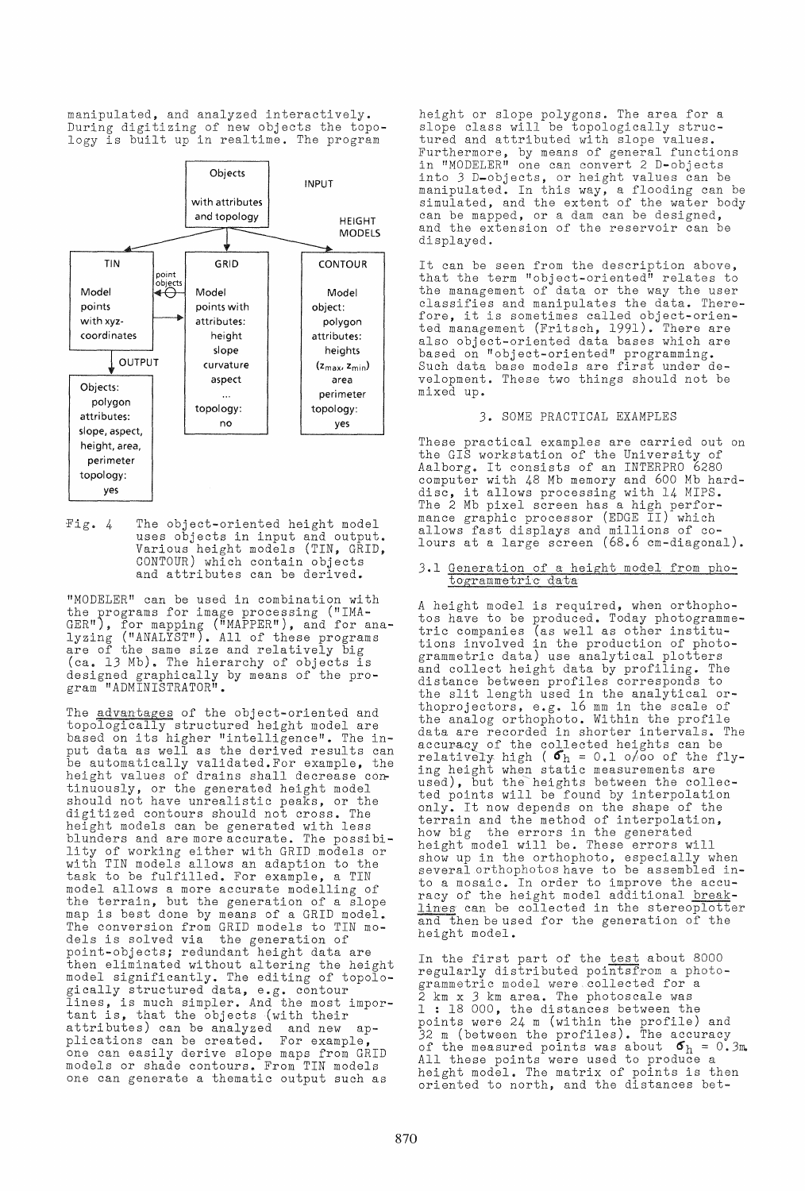manipulated, and analyzed interactively. During digitizing of new objects the topology is built up in realtime. The program

Fig. 4 The object-oriented height model uses objects in input and output. Various height models (TIN, GRID, CONTOUR) which contain objects and attributes can be derived.

"MODELER" can be used in combination with the programs for image processing ("IMAGER"), for mapping ("MAPPER"), and for analyzing ("ANALYST"). All of these programs are of the same size and relatively big (ca. 13 Mb). The hierarchy of objects is designed graphically by means of the program "ADMINISTRATOR".

The advantages of the object-oriented and topologically structured height model are based on its higher "intelligence". The input data as well as the derived results can be automatically validated. For example, the height values of drains shall decrease continuously, or the generated height model should not have unrealistic peaks, or the digitized contours should not cross. The height models can be generated with less blunders and are more accurate. The possibility of working either with GRID models or with TIN models allows an adaption to the task to be fulfilled. For example, a TIN model allows a more accurate modelling of the terrain, but the generation of a slope map is best done by means of a GRID model. The conversion from GRID models to TIN models is solved via the generation of point-objects; redundant height data are then eliminated without altering the height model significantly. The editing of topologically structured data, e.g. contour lines, is much simpler. And the most important is, that the objects (with their attributes) can be analyzed and new applications can be created. For example, one can easily derive slope maps from GRID models or shade contours. From TIN models one can generate a thematic output such as height or slope polygons. The area for a slope class will be topologically structured and attributed with slope values. Furthermore, by means of general functions in "MODELER" one can convert 2 D-objects into 3 D-objects, or height values can be manipulated. In this way, a flooding can be simulated, and the extent of the water body can be mapped, or a dam can be designed, and the extension of the reservoir can be displayed.

It can be seen from the description above, that the term "object-oriented" relates to the management of data or the way the user classifies and manipulates the data. Therefore, it is sometimes called object-oriented management (Fritsch, 1991). There are also object-oriented data bases which are based on "object-oriented" programming. Such data base models are first under development. These two things should not be mixed up.

## 3. SOME PRACTICAL EXAMPLES

These practical examples are carried out on the GIS workstation of the University of Aalborg. It consists of an INTERPRO 6280 computer with 48 Mb memory and 600 Mb harddisc, it allows processing with 14 MIPS. The 2 Mb pixel screen has a high performance graphic processor (EDGE II) which allows fast displays and millions of colours at a large screen (68.6 cm-diagonal).

### 3.1 Generation of a height model from photogrammetric data

A height model is required, when orthophotos have to be produced. Today photogrammetric companies (as well as other institutions involved in the production of photogrammetric data) use analytical plotters and collect height data by profiling. The distance between profiles corresponds to the slit length used in the analytical orthoprojectors, e.g. 16 mm in the scale of the analog orthophoto. Within the profile data are recorded in shorter intervals. The accuracy of the collected heights can be relatively high ($\sigma_h$ = 0.1 o/oo of the flying height when static measurements are used), but the heights between the collected points will be found by interpolation only. It now depends on the shape of the terrain and the method of interpolation, how big the errors in the generated height model will be. These errors will show up in the orthophoto, especially when several orthophotos have to be assembled into a mosaic. In order to improve the accuracy of the height model additional breaklines can be collected in the stereoplotter and then be used for the generation of the height model.

In the first part of the test about 8000 regularly distributed points from a photogrammetric model were collected for a 2 km x 3 km area. The photoscale was 1 : 18 000, the distances between the points were 24 m (within the profile) and 32 m (between the profiles). The accuracy of the measured points was about $\sigma_h$ = 0.3m. All these points were used to produce a height model. The matrix of points is then oriented to north, and the distances bet-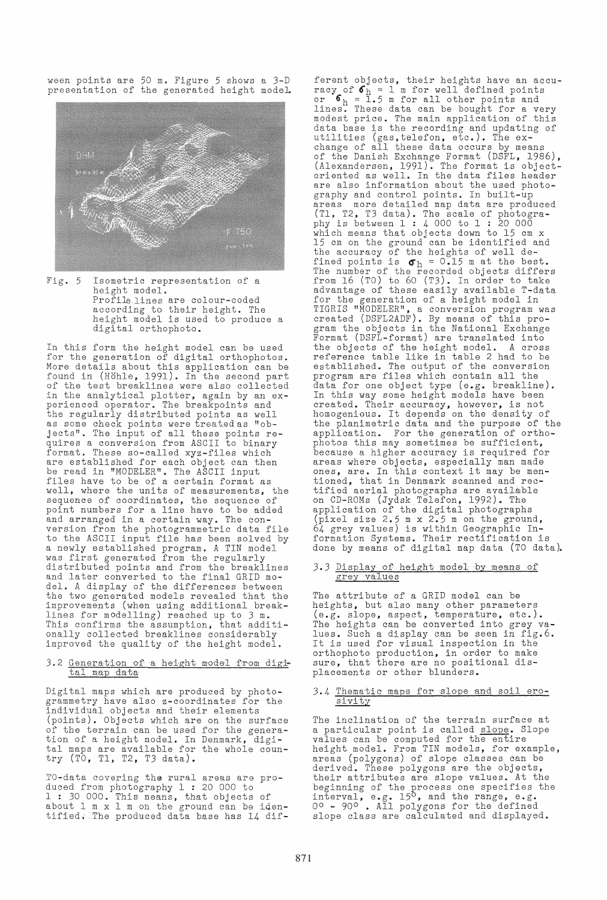ween points are 50 m. Figure 5 shows a 3-D presentation of the generated height model.

Fig. 5 Isometric representation of a height model. Profile lines are colour-coded according to their height. The height model is used to produce a digital orthophoto.

In this form the height model can be used for the generation of digital orthophotos. More details about this application can be found in (Höhle, 1991). In the second part of the test breaklines were also collected in the analytical plotter, again by an experienced operator. The breakpoints and the regularly distributed points as well as some check points were treated as "objects". The input of all these points requires a conversion from ASCII to binary format. These so-called xyz-files which are established for each object can then be read in "MODELER". The ASCII input files have to be of a certain format as well, where the units of measurements, the sequence of coordinates, the sequence of point numbers for a line have to be added and arranged in a certain way. The conversion from the photogrammetric data file to the ASCII input file has been solved by a newly established program. A TIN model was first generated from the regularly distributed points and from the breaklines and later converted to the final GRID model. A display of the differences between the two generated models revealed that the improvements (when using additional breaklines for modelling) reached up to 3 m. This confirms the assumption, that additionally collected breaklines considerably improved the quality of the height model.

### 3.2 Generation of a height model from digital map data

Digital maps which are produced by photogrammetry have also z-coordinates for the individual objects and their elements (points). Objects which are on the surface of the terrain can be used for the generation of a height model. In Denmark, digital maps are available for the whole country (T0, T1, T2, T3 data).

T0-data covering the rural areas are produced from photography 1 : 20 000 to 1 : 30 000. This means, that objects of about 1 m x 1 m on the ground can be identified. The produced data base has 14 different objects, their heights have an accuracy of $\sigma_h$ = 1 m for well defined points or $\sigma_h$ = 1.5 m for all other points and lines. These data can be bought for a very modest price. The main application of this data base is the recording and updating of utilities (gas, telefon, etc.). The exchange of all these data occurs by means of the Danish Exchange Format (DSFL, 1986), (Alexandersen, 1991). The format is object-oriented as well. In the data files header are also information about the used photography and control points. In built-up areas more detailed map data are produced (T1, T2, T3 data). The scale of photography is between 1 : 4 000 to 1 : 20 000 which means that objects down to 15 cm x 15 cm on the ground can be identified and the accuracy of the heights of well defined points is $\sigma_h$ = 0.15 m at the best. The number of the recorded objects differs from 16 (T0) to 60 (T3). In order to take advantage of these easily available T-data for the generation of a height model in TIGRIS "MODELER", a conversion program was created (DSFL2ADF). By means of this program the objects in the National Exchange Format (DSFL-format) are translated into the objects of the height model. A cross reference table like in table 2 had to be established. The output of the conversion program are files which contain all the data for one object type (e.g. breakline). In this way some height models have been created. Their accuracy, however, is not homogenious. It depends on the density of the planimetric data and the purpose of the application. For the generation of orthophotos this may sometimes be sufficient, because a higher accuracy is required for areas where objects, especially man made ones, are. In this context it may be mentioned, that in Denmark scanned and rectified aerial photographs are available on CD-ROMs (Jydsk Telefon, 1992). The application of the digital photographs (pixel size 2.5 m x 2.5 m on the ground, 64 grey values) is within Geographic Information Systems. Their rectification is done by means of digital map data (T0 data).

### 3.3 Display of height model by means of grey values

The attribute of a GRID model can be heights, but also many other parameters (e.g. slope, aspect, temperature, etc.). The heights can be converted into grey values. Such a display can be seen in fig.6. It is used for visual inspection in the orthophoto production, in order to make sure, that there are no positional displacements or other blunders.

### 3.4 Thematic maps for slope and soil erosivity

The inclination of the terrain surface at a particular point is called slope. Slope values can be computed for the entire height model. From TIN models, for example, areas (polygons) of slope classes can be derived. These polygons are the objects, their attributes are slope values. At the beginning of the process one specifies the interval, e.g. 15°, and the range, e.g. 0° - 90°. All polygons for the defined slope class are calculated and displayed.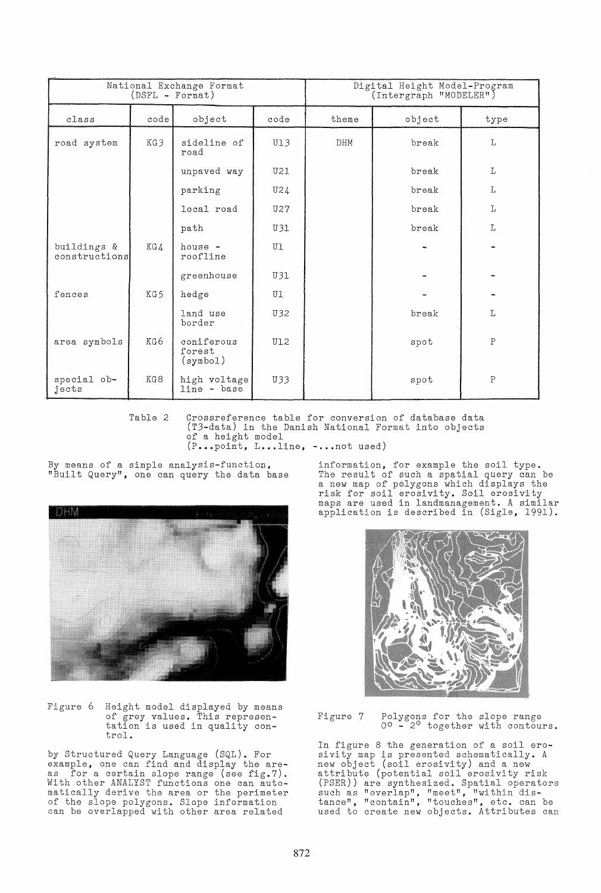| National Exchange Format (DSFL - Format) | | | | Digital Height Model-Program (Intergraph "MODELER") | | |
|---|---|---|---|---|---|---|
| class | code | object | code | theme | object | type |
| road system | KG3 | sideline of road | U13 | DHM | break | L |
| | | unpaved way | U21 | | break | L |
| | | parking | U24 | | break | L |
| | | local road | U27 | | break | L |
| | | path | U31 | | break | L |
| buildings & constructions | KG4 | house - roofline | U1 | | - | - |
| | | greenhouse | U31 | | - | - |
| fences | KG5 | hedge | U1 | | - | - |
| | | land use border | U32 | | break | L |
| area symbols | KG6 | coniferous forest (symbol) | U12 | | spot | P |
| special objects | KG8 | high voltage line - base | U33 | | spot | P |

Table 2 Crossreference table for conversion of database data (T3-data) in the Danish National Format into objects of a height model (P...point, L...line, -...not used)

By means of a simple analysis-function, "Built Query", one can query the data base by Structured Query Language (SQL). For example, one can find and display the areas for a certain slope range (see fig.7). With other ANALYST functions one can automatically derive the area or the perimeter of the slope polygons. Slope information can be overlapped with other area related information, for example the soil type. The result of such a spatial query can be a new map of polygons which displays the risk for soil erosivity. Soil erosivity maps are used in landmanagement. A similar application is described in (Sigle, 1991).

Figure 6 Height model displayed by means of grey values. This representation is used in quality control.

Figure 7 Polygons for the slope range 0° - 2° together with contours.

In figure 8 the generation of a soil erosivity map is presented schematically. A new object (soil erosivity) and a new attribute (potential soil erosivity risk (PSER)) are synthesized. Spatial operators such as "overlap", "meet", "within distance", "contain", "touches", etc. can be used to create new objects. Attributes can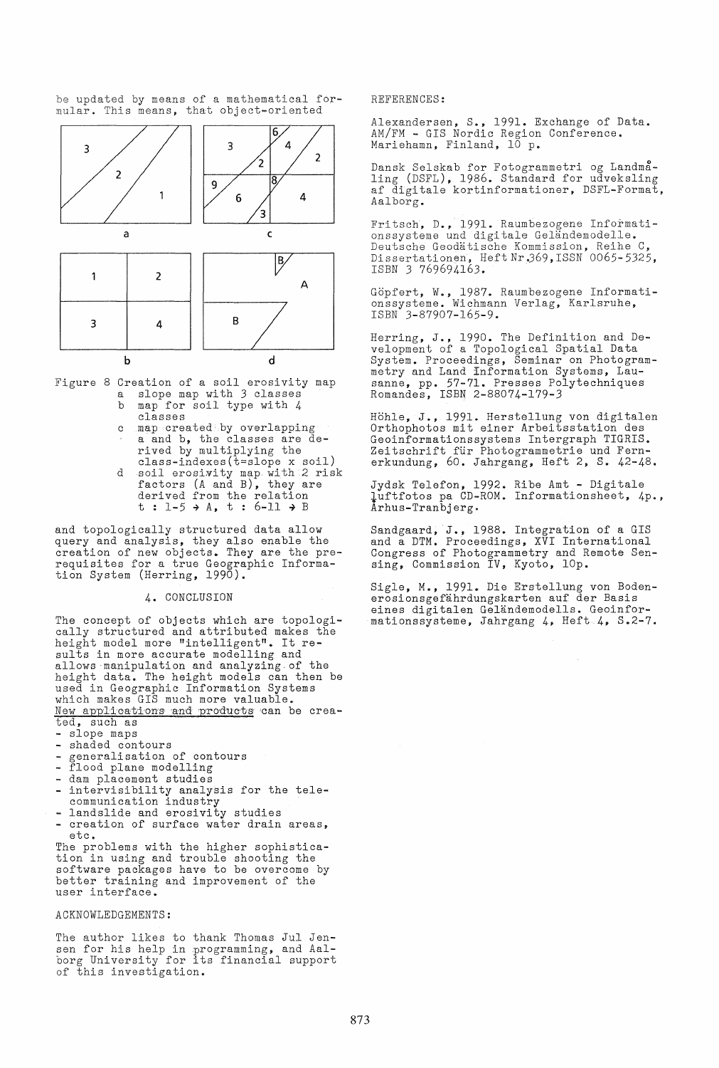be updated by means of a mathematical formular. This means, that object-oriented

3
2
1
a

6
3
4
2
2
9
8
6
4
3
c

1
2
3
4
b

B
A
B
d

Figure 8 Creation of a soil erosivity map
a slope map with 3 classes
b map for soil type with 4 classes
c map created by overlapping a and b, the classes are derived by multiplying the class-indexes(t=slope x soil)
d soil erosivity map with 2 risk factors (A and B), they are derived from the relation t : 1-5 → A, t : 6-11 → B

and topologically structured data allow query and analysis, they also enable the creation of new objects. They are the prerequisites for a true Geographic Information System (Herring, 1990).

## 4. CONCLUSION

The concept of objects which are topologically structured and attributed makes the height model more "intelligent". It results in more accurate modelling and allows manipulation and analyzing of the height data. The height models can then be used in Geographic Information Systems which makes GIS much more valuable.
New applications and products can be created, such as

- slope maps
- shaded contours
- generalisation of contours
- flood plane modelling
- dam placement studies
- intervisibility analysis for the telecommunication industry
- landslide and erosivity studies
- creation of surface water drain areas, etc.

The problems with the higher sophistication in using and trouble shooting the software packages have to be overcome by better training and improvement of the user interface.

## ACKNOWLEDGEMENTS:

The author likes to thank Thomas Jul Jensen for his help in programming, and Aalborg University for its financial support of this investigation.

## REFERENCES:

Alexandersen, S., 1991. Exchange of Data. AM/FM - GIS Nordic Region Conference. Mariehamn, Finland, 10 p.

Dansk Selskab for Fotogrammetri og Landmåling (DSFL), 1986. Standard for udveksling af digitale kortinformationer, DSFL-Format, Aalborg.

Fritsch, D., 1991. Raumbezogene Informationssysteme und digitale Geländemodelle. Deutsche Geodätische Kommission, Reihe C, Dissertationen, Heft Nr.369, ISSN 0065-5325, ISBN 3 769694163.

Göpfert, W., 1987. Raumbezogene Informationssysteme. Wichmann Verlag, Karlsruhe, ISBN 3-87907-165-9.

Herring, J., 1990. The Definition and Development of a Topological Spatial Data System. Proceedings, Seminar on Photogrammetry and Land Information Systems, Lausanne, pp. 57-71. Presses Polytechniques Romandes, ISBN 2-88074-179-3

Höhle, J., 1991. Herstellung von digitalen Orthophotos mit einer Arbeitsstation des Geoinformationssystems Intergraph TIGRIS. Zeitschrift für Photogrammetrie und Fernerkundung, 60. Jahrgang, Heft 2, S. 42-48.

Jydsk Telefon, 1992. Ribe Amt - Digitale luftfotos pa CD-ROM. Informationsheet, 4p., Århus-Tranbjerg.

Sandgaard, J., 1988. Integration of a GIS and a DTM. Proceedings, XVI International Congress of Photogrammetry and Remote Sensing, Commission IV, Kyoto, 10p.

Sigle, M., 1991. Die Erstellung von Bodenerosionsgefährdungskarten auf der Basis eines digitalen Geländemodells. Geoinformationssysteme, Jahrgang 4, Heft 4, S.2-7.